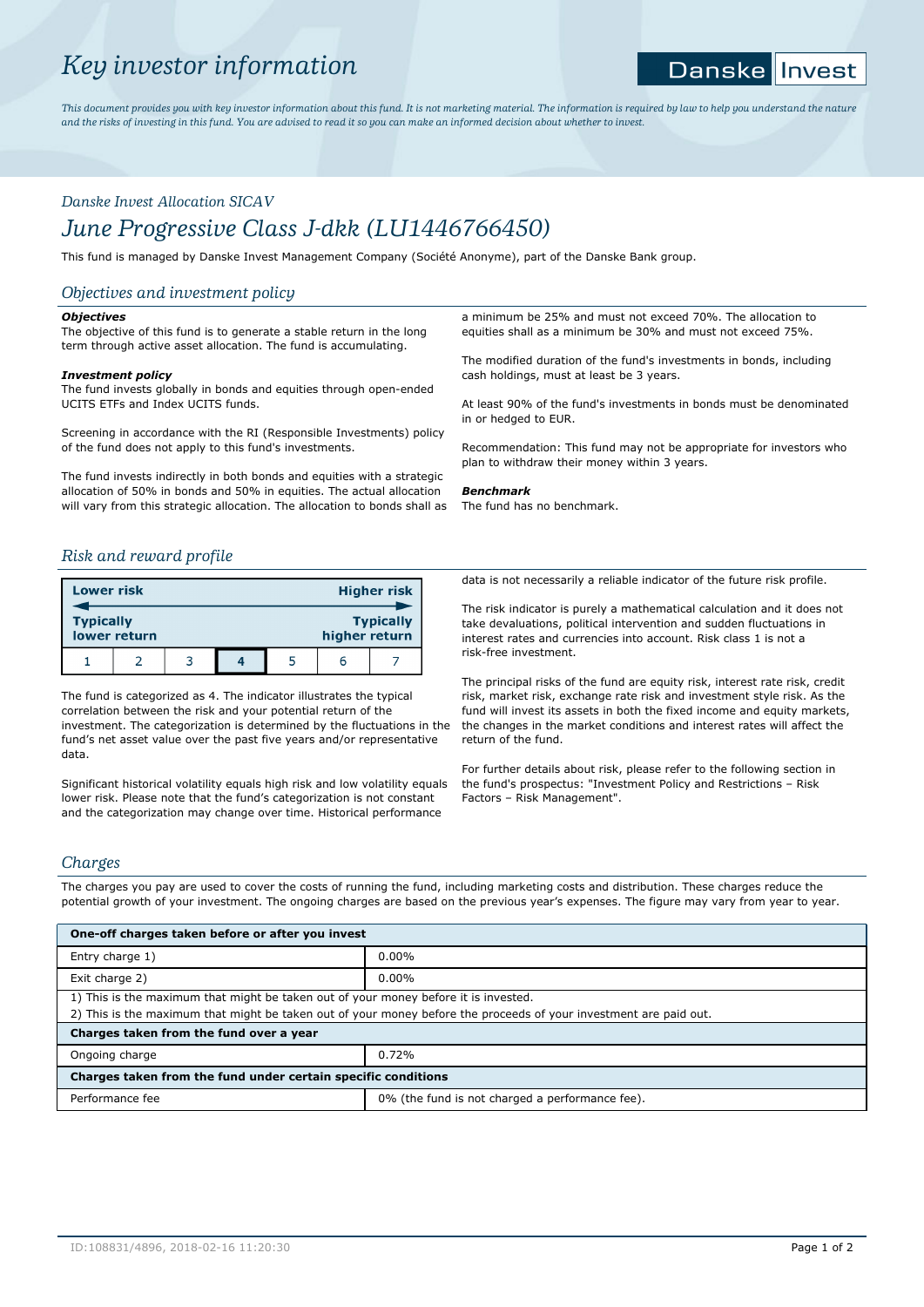# Key investor information

Danske Invest

*This document provides you with key investor information about this fund. It is not marketing material. The information is required by law to help you understand the nature and the risks of investing in this fund. You are advised to read it so you can make an informed decision about whether to invest.*

*Danske Invest Allocation SICAV*

## June Progressive Class J-dkk (LU1446766450)

This fund is managed by Danske Invest Management Company (Société Anonyme), part of the Danske Bank group.

## Objectives and investment policy

***Objectives***
The objective of this fund is to generate a stable return in the long term through active asset allocation. The fund is accumulating.

***Investment policy***
The fund invests globally in bonds and equities through open-ended UCITS ETFs and Index UCITS funds.

Screening in accordance with the RI (Responsible Investments) policy of the fund does not apply to this fund's investments.

The fund invests indirectly in both bonds and equities with a strategic allocation of 50% in bonds and 50% in equities. The actual allocation will vary from this strategic allocation. The allocation to bonds shall as a minimum be 25% and must not exceed 70%. The allocation to equities shall as a minimum be 30% and must not exceed 75%.

The modified duration of the fund's investments in bonds, including cash holdings, must at least be 3 years.

At least 90% of the fund's investments in bonds must be denominated in or hedged to EUR.

Recommendation: This fund may not be appropriate for investors who plan to withdraw their money within 3 years.

***Benchmark***
The fund has no benchmark.

## Risk and reward profile

| Lower risk | | | | | | Higher risk |
|---|---|---|---|---|---|---|
| Typically lower return | | | | | | Typically higher return |
| 1 | 2 | 3 | **4** | 5 | 6 | 7 |

The fund is categorized as 4. The indicator illustrates the typical correlation between the risk and your potential return of the investment. The categorization is determined by the fluctuations in the fund's net asset value over the past five years and/or representative data.

Significant historical volatility equals high risk and low volatility equals lower risk. Please note that the fund's categorization is not constant and the categorization may change over time. Historical performance data is not necessarily a reliable indicator of the future risk profile.

The risk indicator is purely a mathematical calculation and it does not take devaluations, political intervention and sudden fluctuations in interest rates and currencies into account. Risk class 1 is not a risk-free investment.

The principal risks of the fund are equity risk, interest rate risk, credit risk, market risk, exchange rate risk and investment style risk. As the fund will invest its assets in both the fixed income and equity markets, the changes in the market conditions and interest rates will affect the return of the fund.

For further details about risk, please refer to the following section in the fund's prospectus: "Investment Policy and Restrictions – Risk Factors – Risk Management".

## Charges

The charges you pay are used to cover the costs of running the fund, including marketing costs and distribution. These charges reduce the potential growth of your investment. The ongoing charges are based on the previous year's expenses. The figure may vary from year to year.

| **One-off charges taken before or after you invest** | |
|---|---|
| Entry charge 1) | 0.00% |
| Exit charge 2) | 0.00% |
| 1) This is the maximum that might be taken out of your money before it is invested.<br>2) This is the maximum that might be taken out of your money before the proceeds of your investment are paid out. | |
| **Charges taken from the fund over a year** | |
| Ongoing charge | 0.72% |
| **Charges taken from the fund under certain specific conditions** | |
| Performance fee | 0% (the fund is not charged a performance fee). |

ID:108831/4896, 2018-02-16 11:20:30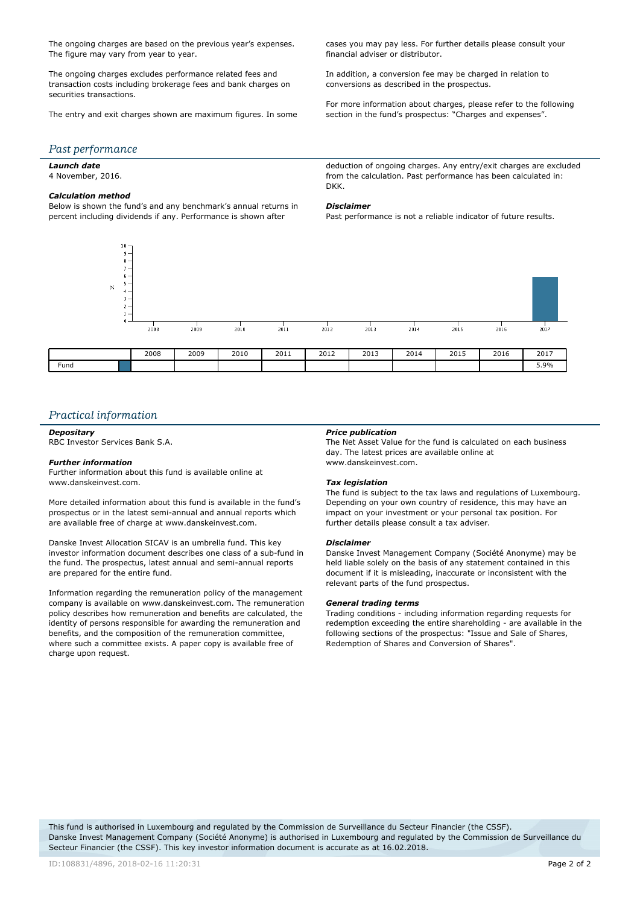The ongoing charges are based on the previous year's expenses. The figure may vary from year to year.

The ongoing charges excludes performance related fees and transaction costs including brokerage fees and bank charges on securities transactions.

The entry and exit charges shown are maximum figures. In some cases you may pay less. For further details please consult your financial adviser or distributor.

In addition, a conversion fee may be charged in relation to conversions as described in the prospectus.

For more information about charges, please refer to the following section in the fund's prospectus: "Charges and expenses".

## Past performance

***Launch date***
4 November, 2016.

***Calculation method***
Below is shown the fund's and any benchmark's annual returns in percent including dividends if any. Performance is shown after deduction of ongoing charges. Any entry/exit charges are excluded from the calculation. Past performance has been calculated in: DKK.

***Disclaimer***
Past performance is not a reliable indicator of future results.

%
10
9
8
7
6
5
4
3
2
1
0
2008 2009 2010 2011 2012 2013 2014 2015 2016 2017

| | 2008 | 2009 | 2010 | 2011 | 2012 | 2013 | 2014 | 2015 | 2016 | 2017 |
|---|---|---|---|---|---|---|---|---|---|---|
| Fund | | | | | | | | | | 5.9% |

## Practical information

***Depositary***
RBC Investor Services Bank S.A.

***Further information***
Further information about this fund is available online at www.danskeinvest.com.

More detailed information about this fund is available in the fund's prospectus or in the latest semi-annual and annual reports which are available free of charge at www.danskeinvest.com.

Danske Invest Allocation SICAV is an umbrella fund. This key investor information document describes one class of a sub-fund in the fund. The prospectus, latest annual and semi-annual reports are prepared for the entire fund.

Information regarding the remuneration policy of the management company is available on www.danskeinvest.com. The remuneration policy describes how remuneration and benefits are calculated, the identity of persons responsible for awarding the remuneration and benefits, and the composition of the remuneration committee, where such a committee exists. A paper copy is available free of charge upon request.

***Price publication***
The Net Asset Value for the fund is calculated on each business day. The latest prices are available online at www.danskeinvest.com.

***Tax legislation***
The fund is subject to the tax laws and regulations of Luxembourg. Depending on your own country of residence, this may have an impact on your investment or your personal tax position. For further details please consult a tax adviser.

***Disclaimer***
Danske Invest Management Company (Société Anonyme) may be held liable solely on the basis of any statement contained in this document if it is misleading, inaccurate or inconsistent with the relevant parts of the fund prospectus.

***General trading terms***
Trading conditions - including information regarding requests for redemption exceeding the entire shareholding - are available in the following sections of the prospectus: "Issue and Sale of Shares, Redemption of Shares and Conversion of Shares".

This fund is authorised in Luxembourg and regulated by the Commission de Surveillance du Secteur Financier (the CSSF). Danske Invest Management Company (Société Anonyme) is authorised in Luxembourg and regulated by the Commission de Surveillance du Secteur Financier (the CSSF). This key investor information document is accurate as at 16.02.2018.

ID:108831/4896, 2018-02-16 11:20:31